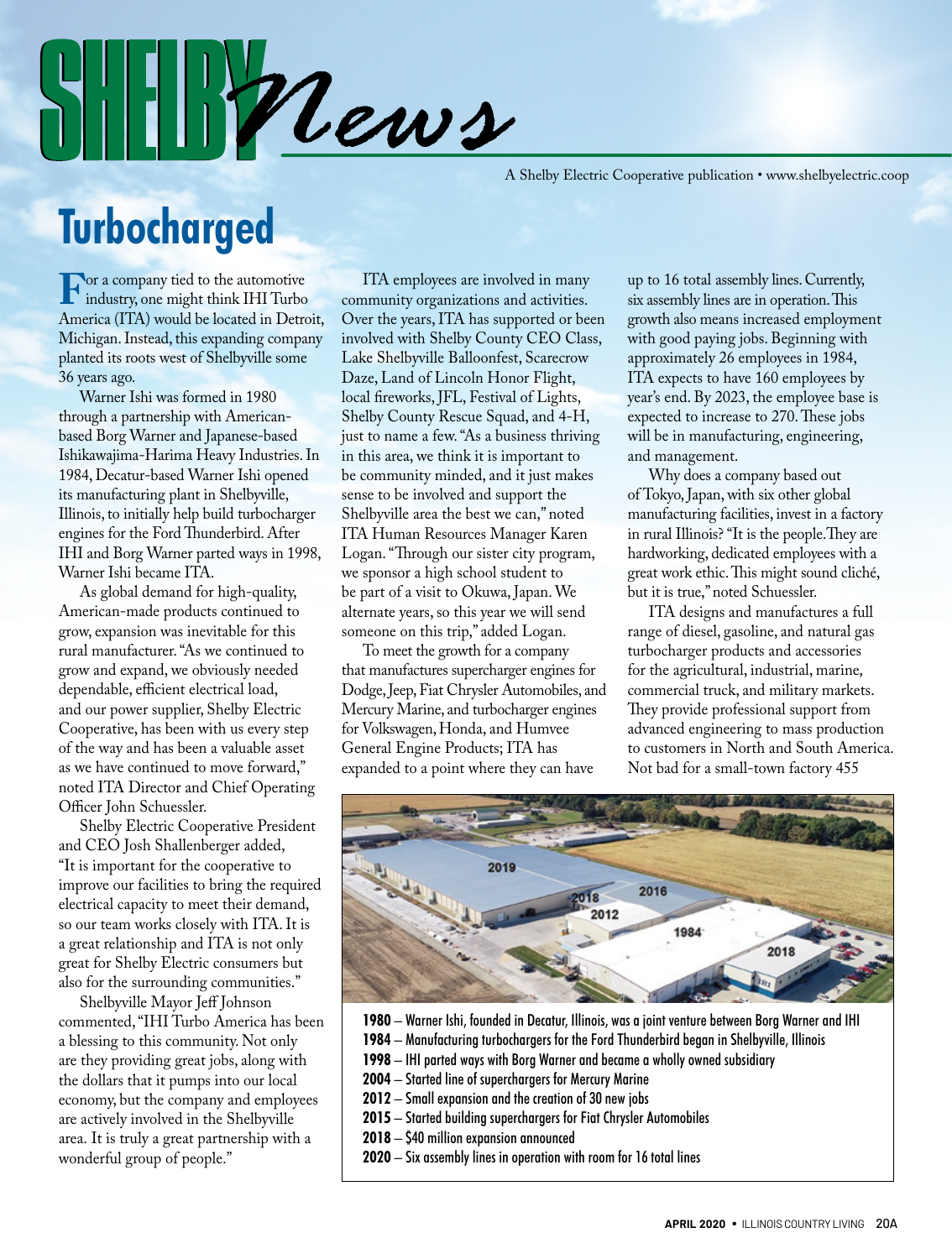# SHELBY *News*

A Shelby Electric Cooperative publication • www.shelbyelectric.coop

## Turbocharged

For a company tied to the automotive industry, one might think IHI Turbo America (ITA) would be located in Detroit, Michigan. Instead, this expanding company planted its roots west of Shelbyville some 36 years ago.

Warner Ishi was formed in 1980 through a partnership with American-based Borg Warner and Japanese-based Ishikawajima-Harima Heavy Industries. In 1984, Decatur-based Warner Ishi opened its manufacturing plant in Shelbyville, Illinois, to initially help build turbocharger engines for the Ford Thunderbird. After IHI and Borg Warner parted ways in 1998, Warner Ishi became ITA.

As global demand for high-quality, American-made products continued to grow, expansion was inevitable for this rural manufacturer. "As we continued to grow and expand, we obviously needed dependable, efficient electrical load, and our power supplier, Shelby Electric Cooperative, has been with us every step of the way and has been a valuable asset as we have continued to move forward," noted ITA Director and Chief Operating Officer John Schuessler.

Shelby Electric Cooperative President and CEO Josh Shallenberger added, "It is important for the cooperative to improve our facilities to bring the required electrical capacity to meet their demand, so our team works closely with ITA. It is a great relationship and ITA is not only great for Shelby Electric consumers but also for the surrounding communities."

Shelbyville Mayor Jeff Johnson commented, "IHI Turbo America has been a blessing to this community. Not only are they providing great jobs, along with the dollars that it pumps into our local economy, but the company and employees are actively involved in the Shelbyville area. It is truly a great partnership with a wonderful group of people."

ITA employees are involved in many community organizations and activities. Over the years, ITA has supported or been involved with Shelby County CEO Class, Lake Shelbyville Balloonfest, Scarecrow Daze, Land of Lincoln Honor Flight, local fireworks, JFL, Festival of Lights, Shelby County Rescue Squad, and 4-H, just to name a few. "As a business thriving in this area, we think it is important to be community minded, and it just makes sense to be involved and support the Shelbyville area the best we can," noted ITA Human Resources Manager Karen Logan. "Through our sister city program, we sponsor a high school student to be part of a visit to Okuwa, Japan. We alternate years, so this year we will send someone on this trip," added Logan.

To meet the growth for a company that manufactures supercharger engines for Dodge, Jeep, Fiat Chrysler Automobiles, and Mercury Marine, and turbocharger engines for Volkswagen, Honda, and Humvee General Engine Products; ITA has expanded to a point where they can have up to 16 total assembly lines. Currently, six assembly lines are in operation. This growth also means increased employment with good paying jobs. Beginning with approximately 26 employees in 1984, ITA expects to have 160 employees by year's end. By 2023, the employee base is expected to increase to 270. These jobs will be in manufacturing, engineering, and management.

Why does a company based out of Tokyo, Japan, with six other global manufacturing facilities, invest in a factory in rural Illinois? "It is the people. They are hardworking, dedicated employees with a great work ethic. This might sound cliché, but it is true," noted Schuessler.

ITA designs and manufactures a full range of diesel, gasoline, and natural gas turbocharger products and accessories for the agricultural, industrial, marine, commercial truck, and military markets. They provide professional support from advanced engineering to mass production to customers in North and South America. Not bad for a small-town factory 455

2019
2018
2016
2012
1984
2018

- **1980** – Warner Ishi, founded in Decatur, Illinois, was a joint venture between Borg Warner and IHI
- **1984** – Manufacturing turbochargers for the Ford Thunderbird began in Shelbyville, Illinois
- **1998** – IHI parted ways with Borg Warner and became a wholly owned subsidiary
- **2004** – Started line of superchargers for Mercury Marine
- **2012** – Small expansion and the creation of 30 new jobs
- **2015** – Started building superchargers for Fiat Chrysler Automobiles
- **2018** – $40 million expansion announced
- **2020** – Six assembly lines in operation with room for 16 total lines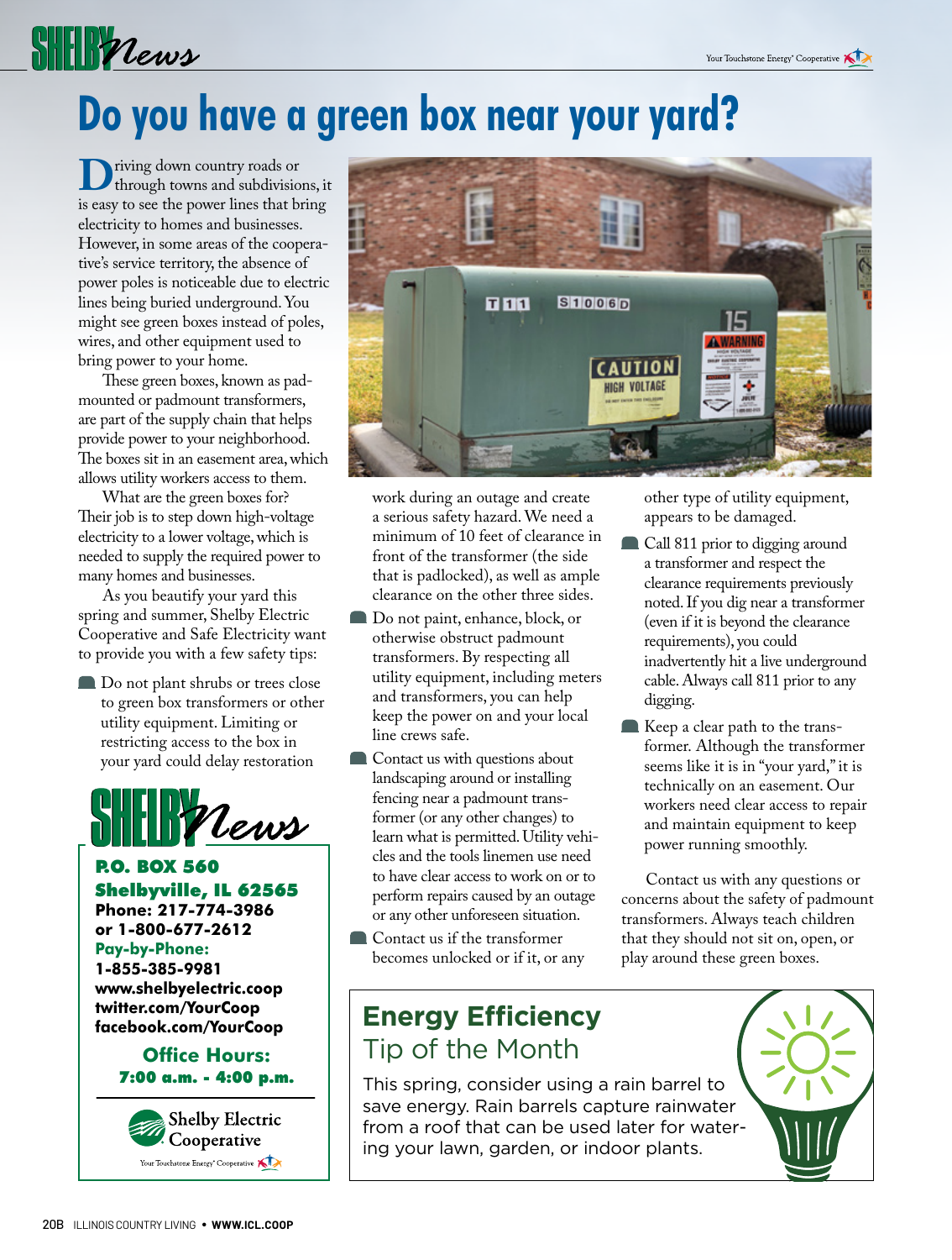# Do you have a green box near your yard?

Driving down country roads or through towns and subdivisions, it is easy to see the power lines that bring electricity to homes and businesses. However, in some areas of the cooperative's service territory, the absence of power poles is noticeable due to electric lines being buried underground. You might see green boxes instead of poles, wires, and other equipment used to bring power to your home.

These green boxes, known as pad-mounted or padmount transformers, are part of the supply chain that helps provide power to your neighborhood. The boxes sit in an easement area, which allows utility workers access to them.

What are the green boxes for? Their job is to step down high-voltage electricity to a lower voltage, which is needed to supply the required power to many homes and businesses.

As you beautify your yard this spring and summer, Shelby Electric Cooperative and Safe Electricity want to provide you with a few safety tips:

- Do not plant shrubs or trees close to green box transformers or other utility equipment. Limiting or restricting access to the box in your yard could delay restoration work during an outage and create a serious safety hazard. We need a minimum of 10 feet of clearance in front of the transformer (the side that is padlocked), as well as ample clearance on the other three sides.
- Do not paint, enhance, block, or otherwise obstruct padmount transformers. By respecting all utility equipment, including meters and transformers, you can help keep the power on and your local line crews safe.
- Contact us with questions about landscaping around or installing fencing near a padmount transformer (or any other changes) to learn what is permitted. Utility vehicles and the tools linemen use need to have clear access to work on or to perform repairs caused by an outage or any other unforeseen situation.
- Contact us if the transformer becomes unlocked or if it, or any other type of utility equipment, appears to be damaged.
- Call 811 prior to digging around a transformer and respect the clearance requirements previously noted. If you dig near a transformer (even if it is beyond the clearance requirements), you could inadvertently hit a live underground cable. Always call 811 prior to any digging.
- Keep a clear path to the transformer. Although the transformer seems like it is in "your yard," it is technically on an easement. Our workers need clear access to repair and maintain equipment to keep power running smoothly.

Contact us with any questions or concerns about the safety of padmount transformers. Always teach children that they should not sit on, open, or play around these green boxes.

**SHELBY News**

**P.O. BOX 560**
**Shelbyville, IL 62565**
**Phone: 217-774-3986**
**or 1-800-677-2612**
**Pay-by-Phone:**
**1-855-385-9981**
**www.shelbyelectric.coop**
**twitter.com/YourCoop**
**facebook.com/YourCoop**

**Office Hours:**
**7:00 a.m. - 4:00 p.m.**

Shelby Electric Cooperative
Your Touchstone Energy® Cooperative

## Energy Efficiency Tip of the Month

This spring, consider using a rain barrel to save energy. Rain barrels capture rainwater from a roof that can be used later for watering your lawn, garden, or indoor plants.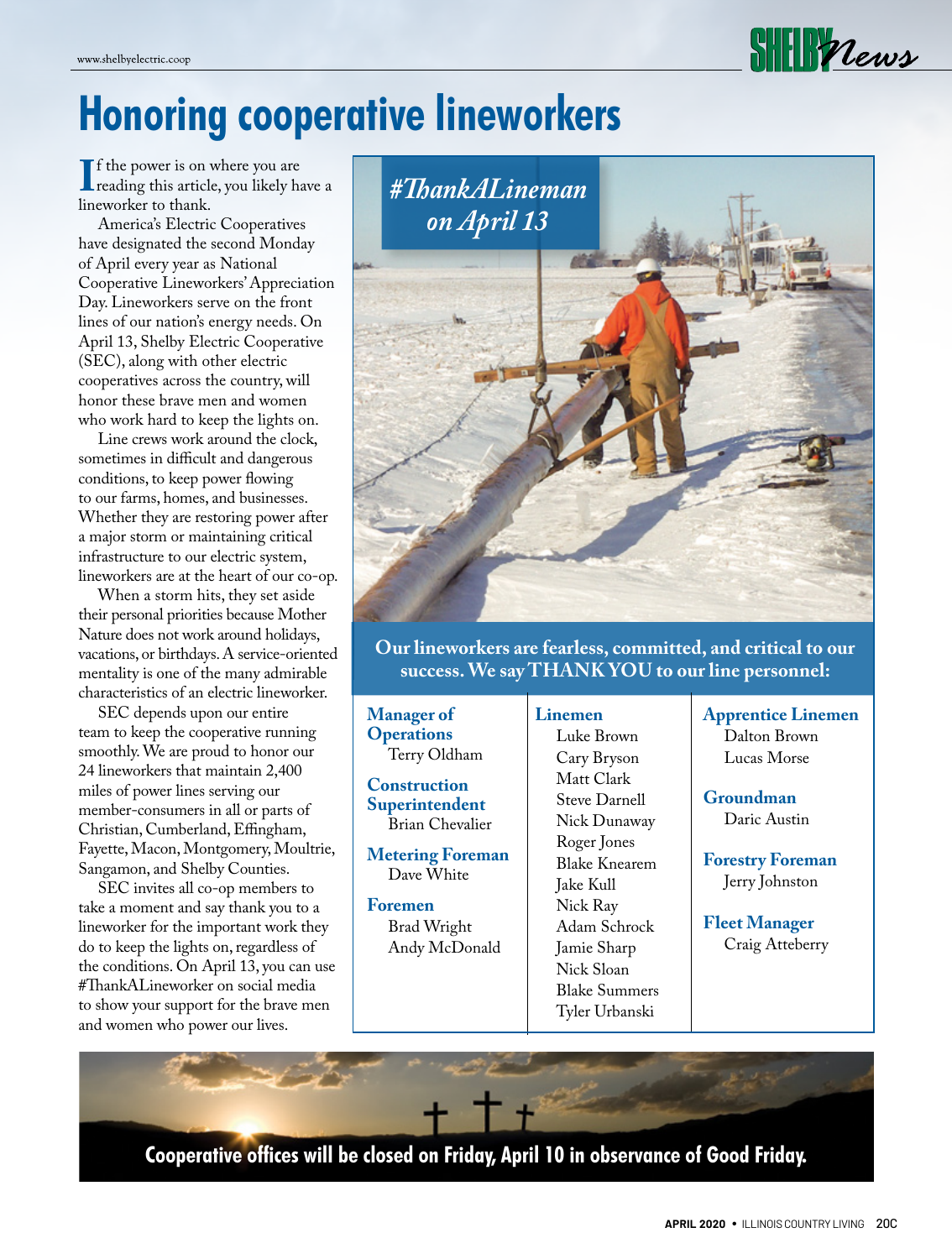# Honoring cooperative lineworkers

If the power is on where you are reading this article, you likely have a lineworker to thank.

America's Electric Cooperatives have designated the second Monday of April every year as National Cooperative Lineworkers' Appreciation Day. Lineworkers serve on the front lines of our nation's energy needs. On April 13, Shelby Electric Cooperative (SEC), along with other electric cooperatives across the country, will honor these brave men and women who work hard to keep the lights on.

Line crews work around the clock, sometimes in difficult and dangerous conditions, to keep power flowing to our farms, homes, and businesses. Whether they are restoring power after a major storm or maintaining critical infrastructure to our electric system, lineworkers are at the heart of our co-op.

When a storm hits, they set aside their personal priorities because Mother Nature does not work around holidays, vacations, or birthdays. A service-oriented mentality is one of the many admirable characteristics of an electric lineworker.

SEC depends upon our entire team to keep the cooperative running smoothly. We are proud to honor our 24 lineworkers that maintain 2,400 miles of power lines serving our member-consumers in all or parts of Christian, Cumberland, Effingham, Fayette, Macon, Montgomery, Moultrie, Sangamon, and Shelby Counties.

SEC invites all co-op members to take a moment and say thank you to a lineworker for the important work they do to keep the lights on, regardless of the conditions. On April 13, you can use #ThankALineworker on social media to show your support for the brave men and women who power our lives.

*#ThankALineman on April 13*

**Our lineworkers are fearless, committed, and critical to our success. We say THANK YOU to our line personnel:**

**Manager of Operations**
Terry Oldham

**Construction Superintendent**
Brian Chevalier

**Metering Foreman**
Dave White

**Foremen**
Brad Wright
Andy McDonald

**Linemen**
Luke Brown
Cary Bryson
Matt Clark
Steve Darnell
Nick Dunaway
Roger Jones
Blake Knearem
Jake Kull
Nick Ray
Adam Schrock
Jamie Sharp
Nick Sloan
Blake Summers
Tyler Urbanski

**Apprentice Linemen**
Dalton Brown
Lucas Morse

**Groundman**
Daric Austin

**Forestry Foreman**
Jerry Johnston

**Fleet Manager**
Craig Atteberry

**Cooperative offices will be closed on Friday, April 10 in observance of Good Friday.**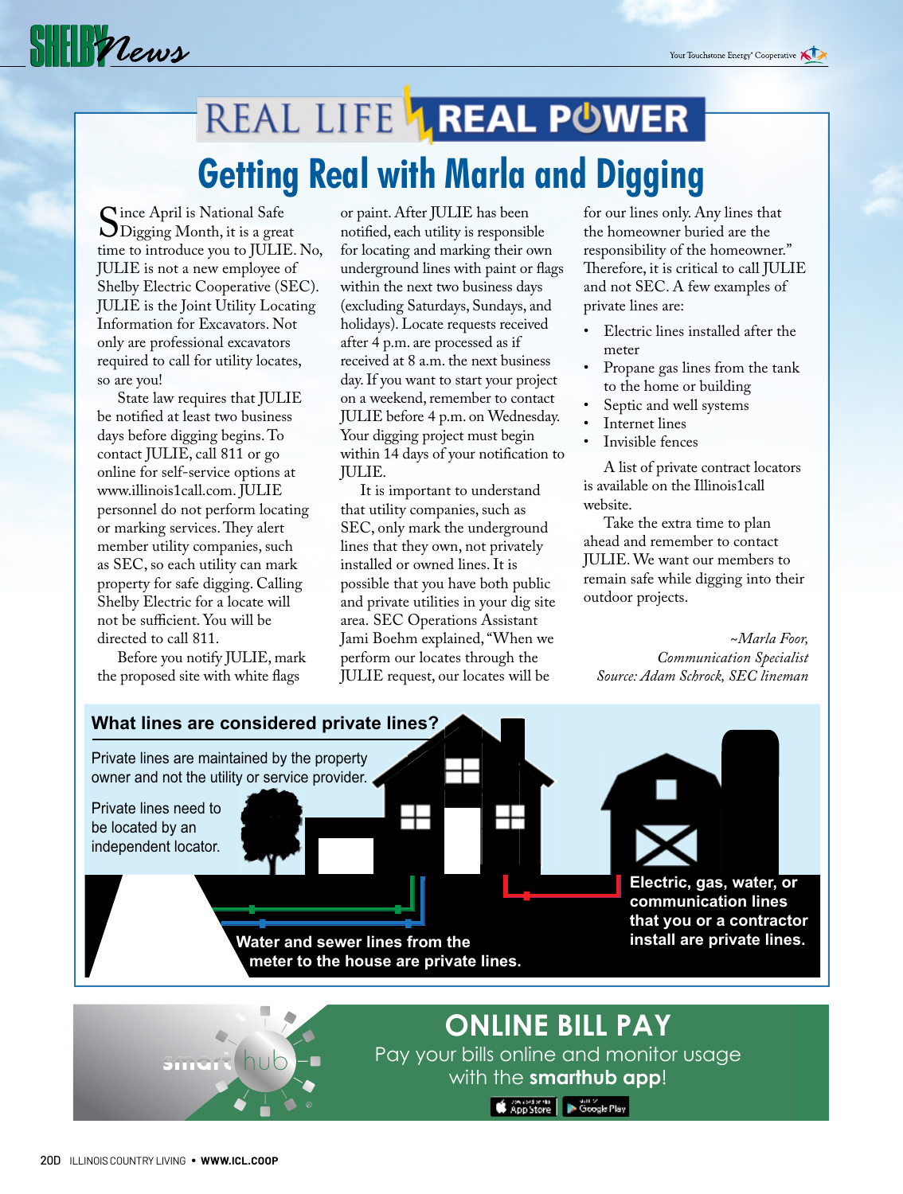# REAL LIFE REAL POWER

## Getting Real with Marla and Digging

Since April is National Safe Digging Month, it is a great time to introduce you to JULIE. No, JULIE is not a new employee of Shelby Electric Cooperative (SEC). JULIE is the Joint Utility Locating Information for Excavators. Not only are professional excavators required to call for utility locates, so are you!

State law requires that JULIE be notified at least two business days before digging begins. To contact JULIE, call 811 or go online for self-service options at www.illinois1call.com. JULIE personnel do not perform locating or marking services. They alert member utility companies, such as SEC, so each utility can mark property for safe digging. Calling Shelby Electric for a locate will not be sufficient. You will be directed to call 811.

Before you notify JULIE, mark the proposed site with white flags or paint. After JULIE has been notified, each utility is responsible for locating and marking their own underground lines with paint or flags within the next two business days (excluding Saturdays, Sundays, and holidays). Locate requests received after 4 p.m. are processed as if received at 8 a.m. the next business day. If you want to start your project on a weekend, remember to contact JULIE before 4 p.m. on Wednesday. Your digging project must begin within 14 days of your notification to JULIE.

It is important to understand that utility companies, such as SEC, only mark the underground lines that they own, not privately installed or owned lines. It is possible that you have both public and private utilities in your dig site area. SEC Operations Assistant Jami Boehm explained, "When we perform our locates through the JULIE request, our locates will be for our lines only. Any lines that the homeowner buried are the responsibility of the homeowner." Therefore, it is critical to call JULIE and not SEC. A few examples of private lines are:

- Electric lines installed after the meter
- Propane gas lines from the tank to the home or building
- Septic and well systems
- Internet lines
- Invisible fences

A list of private contract locators is available on the Illinois1call website.

Take the extra time to plan ahead and remember to contact JULIE. We want our members to remain safe while digging into their outdoor projects.

*~Marla Foor,*
*Communication Specialist*
*Source: Adam Schrock, SEC lineman*

### What lines are considered private lines?

Private lines are maintained by the property owner and not the utility or service provider.

Private lines need to be located by an independent locator.

Water and sewer lines from the meter to the house are private lines.

Electric, gas, water, or communication lines that you or a contractor install are private lines.

## ONLINE BILL PAY

Pay your bills online and monitor usage with the **smarthub app**!